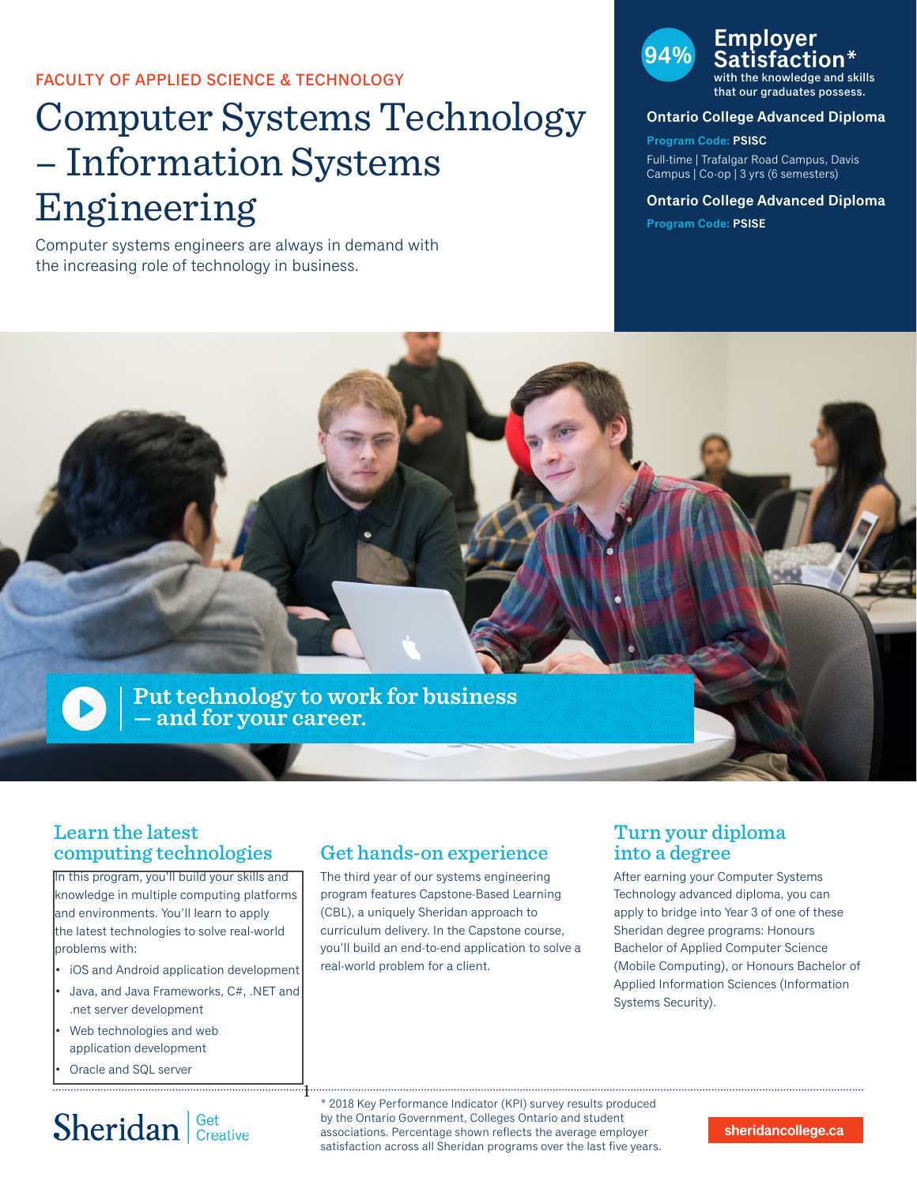FACULTY OF APPLIED SCIENCE & TECHNOLOGY

# Computer Systems Technology – Information Systems Engineering

Computer systems engineers are always in demand with the increasing role of technology in business.

**94% Employer Satisfaction*** with the knowledge and skills that our graduates possess.

**Ontario College Advanced Diploma**

Program Code: **PSISC**

Full-time | Trafalgar Road Campus, Davis Campus | Co-op | 3 yrs (6 semesters)

**Ontario College Advanced Diploma**

Program Code: **PSISE**

**Put technology to work for business — and for your career.**

## Learn the latest computing technologies

In this program, you'll build your skills and knowledge in multiple computing platforms and environments. You'll learn to apply the latest technologies to solve real-world problems with:

- iOS and Android application development
- Java, and Java Frameworks, C#, .NET and .net server development
- Web technologies and web application development
- Oracle and SQL server

## Get hands-on experience

The third year of our systems engineering program features Capstone-Based Learning (CBL), a uniquely Sheridan approach to curriculum delivery. In the Capstone course, you'll build an end-to-end application to solve a real-world problem for a client.

## Turn your diploma into a degree

After earning your Computer Systems Technology advanced diploma, you can apply to bridge into Year 3 of one of these Sheridan degree programs: Honours Bachelor of Applied Computer Science (Mobile Computing), or Honours Bachelor of Applied Information Sciences (Information Systems Security).

* 2018 Key Performance Indicator (KPI) survey results produced by the Ontario Government, Colleges Ontario and student associations. Percentage shown reflects the average employer satisfaction across all Sheridan programs over the last five years.

Sheridan | Get Creative

sheridancollege.ca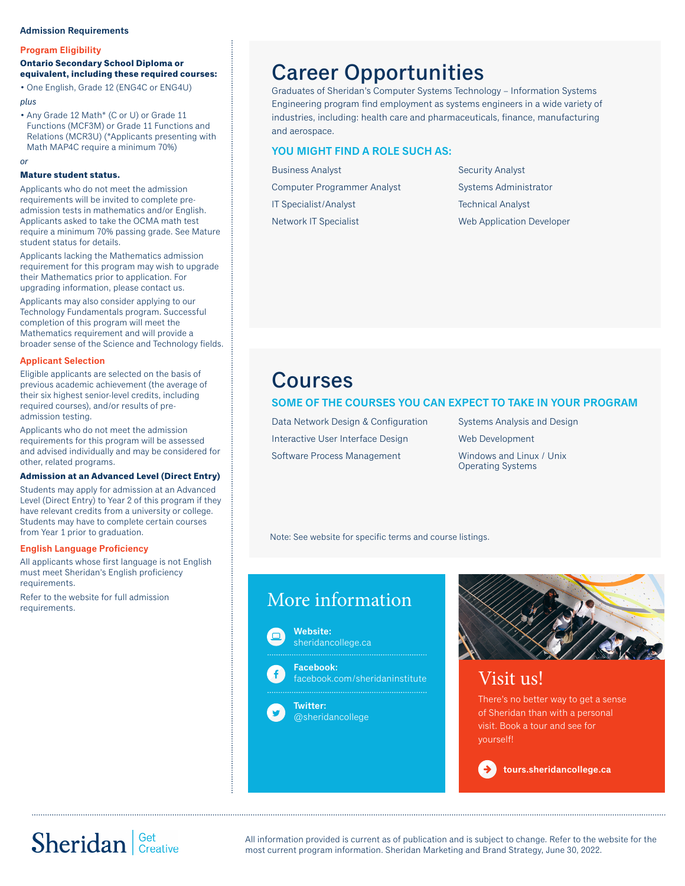## Admission Requirements

### Program Eligibility

**Ontario Secondary School Diploma or equivalent, including these required courses:**

- One English, Grade 12 (ENG4C or ENG4U)

*plus*

- Any Grade 12 Math* (C or U) or Grade 11 Functions (MCF3M) or Grade 11 Functions and Relations (MCR3U) (*Applicants presenting with Math MAP4C require a minimum 70%)

*or*

**Mature student status.**

Applicants who do not meet the admission requirements will be invited to complete pre-admission tests in mathematics and/or English. Applicants asked to take the OCMA math test require a minimum 70% passing grade. See Mature student status for details.

Applicants lacking the Mathematics admission requirement for this program may wish to upgrade their Mathematics prior to application. For upgrading information, please contact us.

Applicants may also consider applying to our Technology Fundamentals program. Successful completion of this program will meet the Mathematics requirement and will provide a broader sense of the Science and Technology fields.

### Applicant Selection

Eligible applicants are selected on the basis of previous academic achievement (the average of their six highest senior-level credits, including required courses), and/or results of pre-admission testing.

Applicants who do not meet the admission requirements for this program will be assessed and advised individually and may be considered for other, related programs.

**Admission at an Advanced Level (Direct Entry)**

Students may apply for admission at an Advanced Level (Direct Entry) to Year 2 of this program if they have relevant credits from a university or college. Students may have to complete certain courses from Year 1 prior to graduation.

### English Language Proficiency

All applicants whose first language is not English must meet Sheridan's English proficiency requirements.

Refer to the website for full admission requirements.

# Career Opportunities

Graduates of Sheridan's Computer Systems Technology – Information Systems Engineering program find employment as systems engineers in a wide variety of industries, including: health care and pharmaceuticals, finance, manufacturing and aerospace.

### YOU MIGHT FIND A ROLE SUCH AS:

- Business Analyst
- Computer Programmer Analyst
- IT Specialist/Analyst
- Network IT Specialist
- Security Analyst
- Systems Administrator
- Technical Analyst
- Web Application Developer

# Courses

### SOME OF THE COURSES YOU CAN EXPECT TO TAKE IN YOUR PROGRAM

- Data Network Design & Configuration
- Interactive User Interface Design
- Software Process Management
- Systems Analysis and Design
- Web Development
- Windows and Linux / Unix Operating Systems

Note: See website for specific terms and course listings.

## More information

**Website:**
sheridancollege.ca

**Facebook:**
facebook.com/sheridaninstitute

**Twitter:**
@sheridancollege

## Visit us!

There's no better way to get a sense of Sheridan than with a personal visit. Book a tour and see for yourself!

tours.sheridancollege.ca

Sheridan | Get Creative

All information provided is current as of publication and is subject to change. Refer to the website for the most current program information. Sheridan Marketing and Brand Strategy, June 30, 2022.